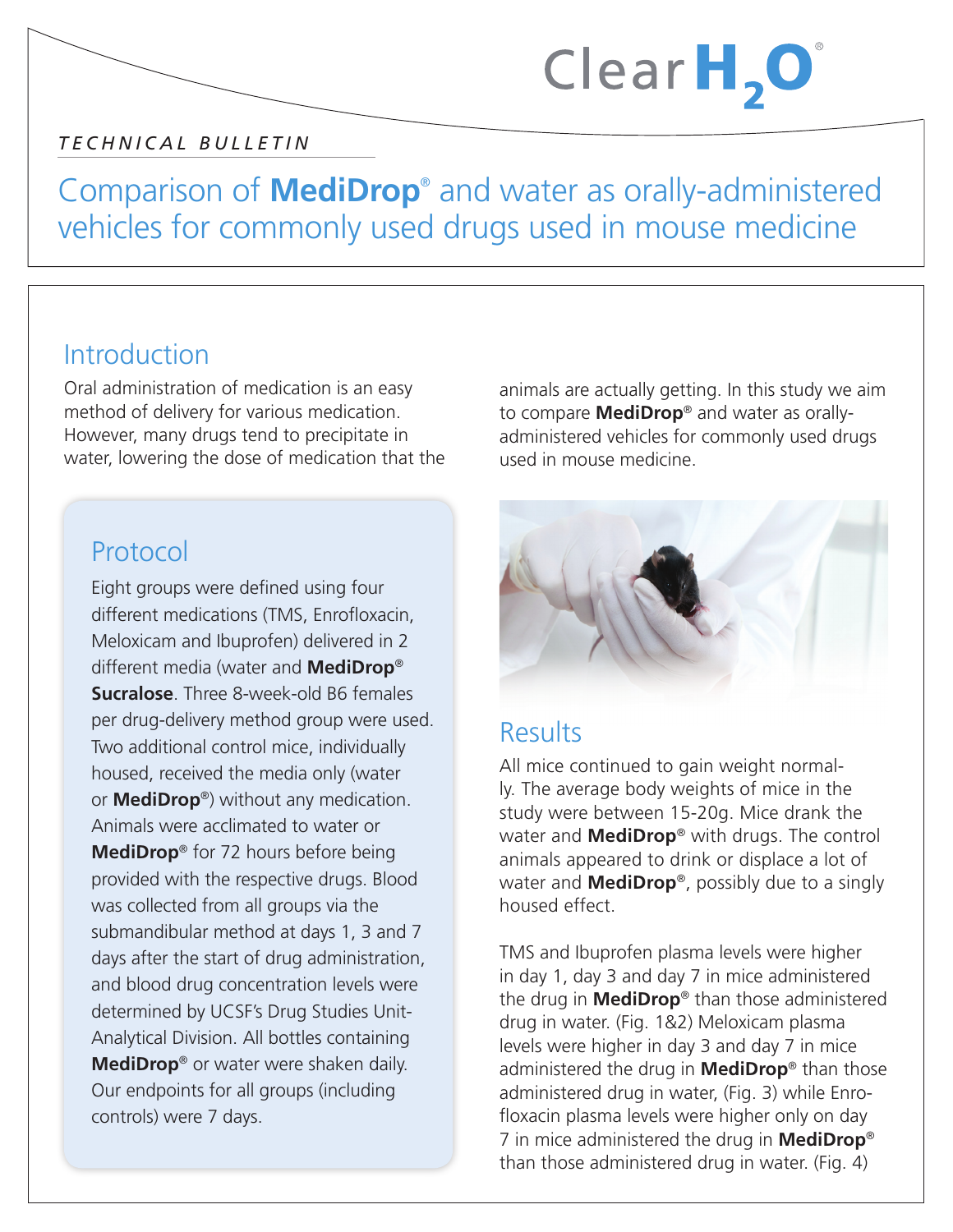ClearH$_2$O®

*TECHNICAL BULLETIN*

# Comparison of **MediDrop**® and water as orally-administered vehicles for commonly used drugs used in mouse medicine

## Introduction

Oral administration of medication is an easy method of delivery for various medication. However, many drugs tend to precipitate in water, lowering the dose of medication that the animals are actually getting. In this study we aim to compare **MediDrop**® and water as orally-administered vehicles for commonly used drugs used in mouse medicine.

## Protocol

Eight groups were defined using four different medications (TMS, Enrofloxacin, Meloxicam and Ibuprofen) delivered in 2 different media (water and **MediDrop® Sucralose**. Three 8-week-old B6 females per drug-delivery method group were used. Two additional control mice, individually housed, received the media only (water or **MediDrop**®) without any medication. Animals were acclimated to water or **MediDrop**® for 72 hours before being provided with the respective drugs. Blood was collected from all groups via the submandibular method at days 1, 3 and 7 days after the start of drug administration, and blood drug concentration levels were determined by UCSF's Drug Studies Unit-Analytical Division. All bottles containing **MediDrop**® or water were shaken daily. Our endpoints for all groups (including controls) were 7 days.

## Results

All mice continued to gain weight normally. The average body weights of mice in the study were between 15-20g. Mice drank the water and **MediDrop**® with drugs. The control animals appeared to drink or displace a lot of water and **MediDrop**®, possibly due to a singly housed effect.

TMS and Ibuprofen plasma levels were higher in day 1, day 3 and day 7 in mice administered the drug in **MediDrop**® than those administered drug in water. (Fig. 1&2) Meloxicam plasma levels were higher in day 3 and day 7 in mice administered the drug in **MediDrop**® than those administered drug in water, (Fig. 3) while Enrofloxacin plasma levels were higher only on day 7 in mice administered the drug in **MediDrop**® than those administered drug in water. (Fig. 4)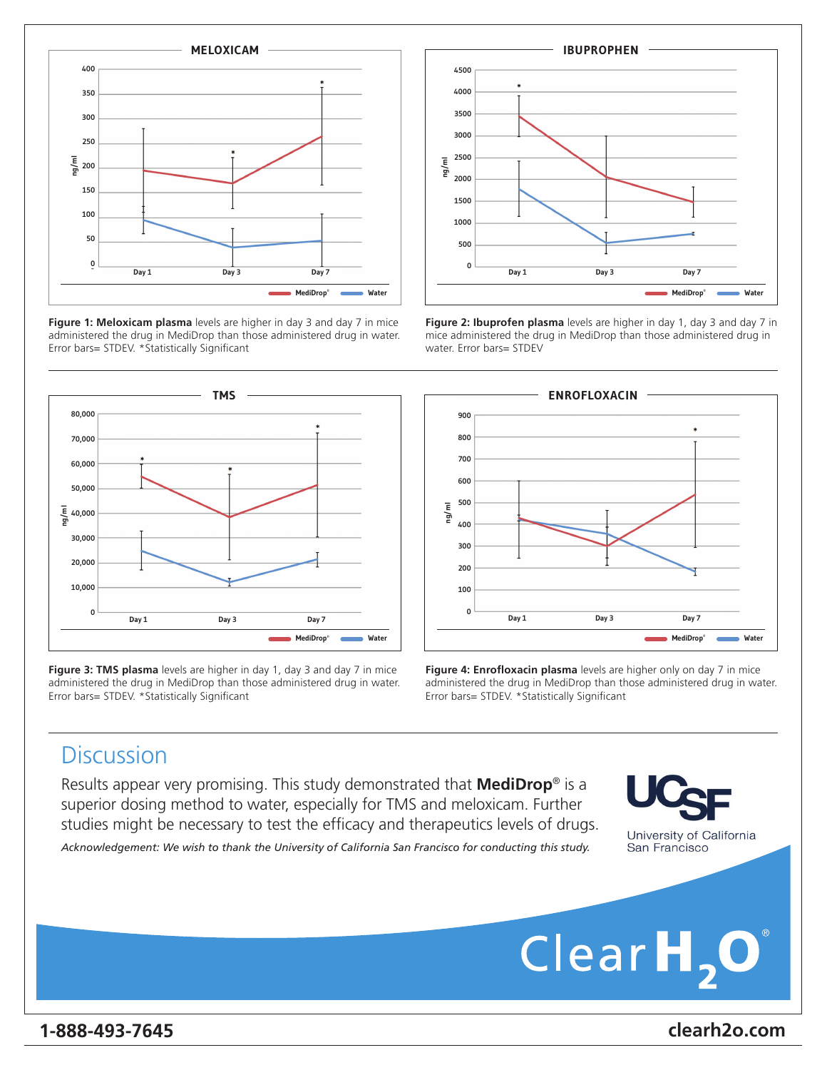MELOXICAM

400
350
300
250
200
150
100
50
0

ng/ml

*
*

Day 1
Day 3
Day 7

MediDrop®
Water

**Figure 1: Meloxicam plasma** levels are higher in day 3 and day 7 in mice administered the drug in MediDrop than those administered drug in water. Error bars= STDEV. *Statistically Significant

IBUPROPHEN

4500
4000
3500
3000
2500
2000
1500
1000
500
0

ng/ml

*

Day 1
Day 3
Day 7

MediDrop®
Water

**Figure 2: Ibuprofen plasma** levels are higher in day 1, day 3 and day 7 in mice administered the drug in MediDrop than those administered drug in water. Error bars= STDEV

TMS

80,000
70,000
60,000
50,000
40,000
30,000
20,000
10,000
0

ng/ml

*
*
*

Day 1
Day 3
Day 7

MediDrop®
Water

**Figure 3: TMS plasma** levels are higher in day 1, day 3 and day 7 in mice administered the drug in MediDrop than those administered drug in water. Error bars= STDEV. *Statistically Significant

ENROFLOXACIN

900
800
700
600
500
400
300
200
100
0

ng/ml

*

Day 1
Day 3
Day 7

MediDrop®
Water

**Figure 4: Enrofloxacin plasma** levels are higher only on day 7 in mice administered the drug in MediDrop than those administered drug in water. Error bars= STDEV. *Statistically Significant

## Discussion

Results appear very promising. This study demonstrated that **MediDrop®** is a superior dosing method to water, especially for TMS and meloxicam. Further studies might be necessary to test the efficacy and therapeutics levels of drugs.

*Acknowledgement: We wish to thank the University of California San Francisco for conducting this study.*

UCSF
University of California
San Francisco

Clear $H_2O$®

1-888-493-7645

clearh2o.com